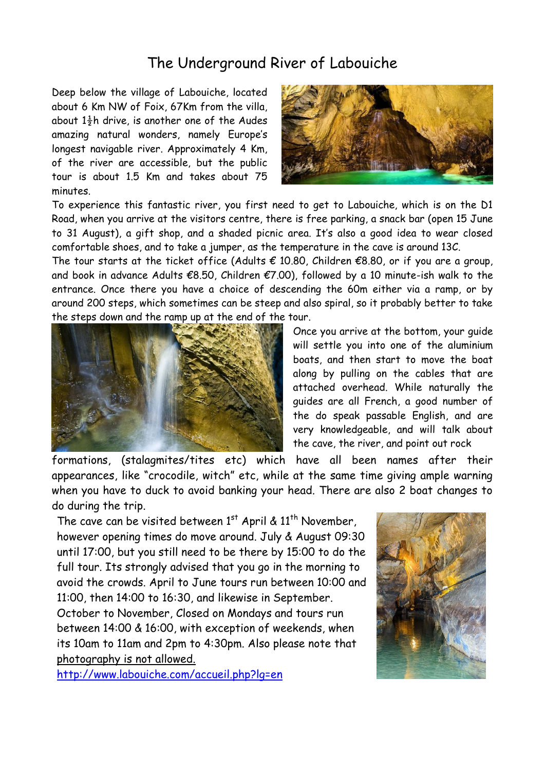# The Underground River of Labouiche

Deep below the village of Labouiche, located about 6 Km NW of Foix, 67Km from the villa, about 1½h drive, is another one of the Audes amazing natural wonders, namely Europe's longest navigable river. Approximately 4 Km, of the river are accessible, but the public tour is about 1.5 Km and takes about 75 minutes.

To experience this fantastic river, you first need to get to Labouiche, which is on the D1 Road, when you arrive at the visitors centre, there is free parking, a snack bar (open 15 June to 31 August), a gift shop, and a shaded picnic area. It's also a good idea to wear closed comfortable shoes, and to take a jumper, as the temperature in the cave is around 13C.

The tour starts at the ticket office (Adults € 10.80, Children €8.80, or if you are a group, and book in advance Adults €8.50, Children €7.00), followed by a 10 minute-ish walk to the entrance. Once there you have a choice of descending the 60m either via a ramp, or by around 200 steps, which sometimes can be steep and also spiral, so it probably better to take the steps down and the ramp up at the end of the tour.

Once you arrive at the bottom, your guide will settle you into one of the aluminium boats, and then start to move the boat along by pulling on the cables that are attached overhead. While naturally the guides are all French, a good number of the do speak passable English, and are very knowledgeable, and will talk about the cave, the river, and point out rock formations, (stalagmites/tites etc) which have all been names after their appearances, like "crocodile, witch" etc, while at the same time giving ample warning when you have to duck to avoid banking your head. There are also 2 boat changes to do during the trip.

The cave can be visited between 1st April & 11th November, however opening times do move around. July & August 09:30 until 17:00, but you still need to be there by 15:00 to do the full tour. Its strongly advised that you go in the morning to avoid the crowds. April to June tours run between 10:00 and 11:00, then 14:00 to 16:30, and likewise in September. October to November, Closed on Mondays and tours run between 14:00 & 16:00, with exception of weekends, when its 10am to 11am and 2pm to 4:30pm. Also please note that <u>photography is not allowed.</u>

http://www.labouiche.com/accueil.php?lg=en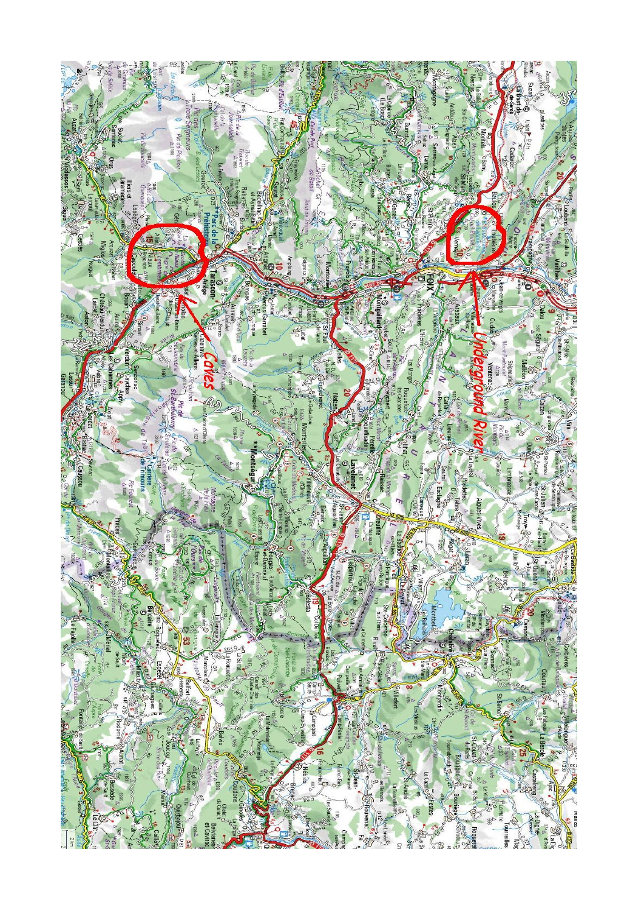Underground River

Caves